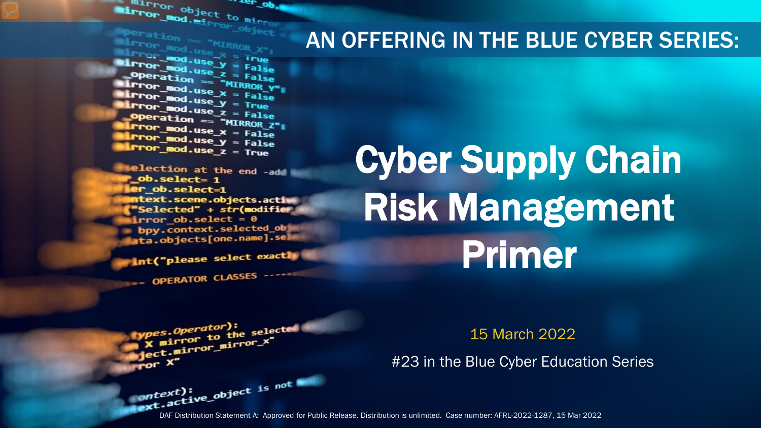AN OFFERING IN THE BLUE CYBER SERIES:

# Cyber Supply Chain Risk Management Primer

15 March 2022

#23 in the Blue Cyber Education Series

DAF Distribution Statement A: Approved for Public Release. Distribution is unlimited. Case number: AFRL-2022-1287, 15 Mar 2022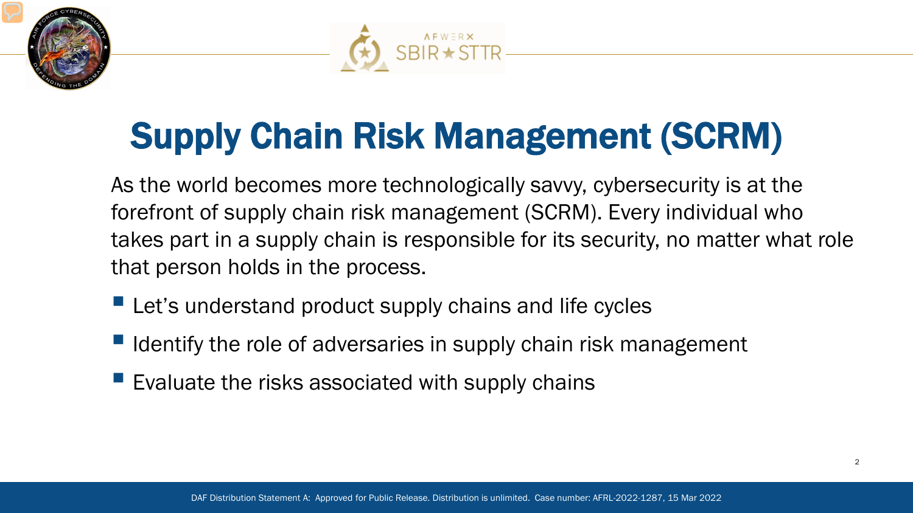# Supply Chain Risk Management (SCRM)

As the world becomes more technologically savvy, cybersecurity is at the forefront of supply chain risk management (SCRM). Every individual who takes part in a supply chain is responsible for its security, no matter what role that person holds in the process.

- Let's understand product supply chains and life cycles
- Identify the role of adversaries in supply chain risk management
- Evaluate the risks associated with supply chains

DAF Distribution Statement A: Approved for Public Release. Distribution is unlimited. Case number: AFRL-2022-1287, 15 Mar 2022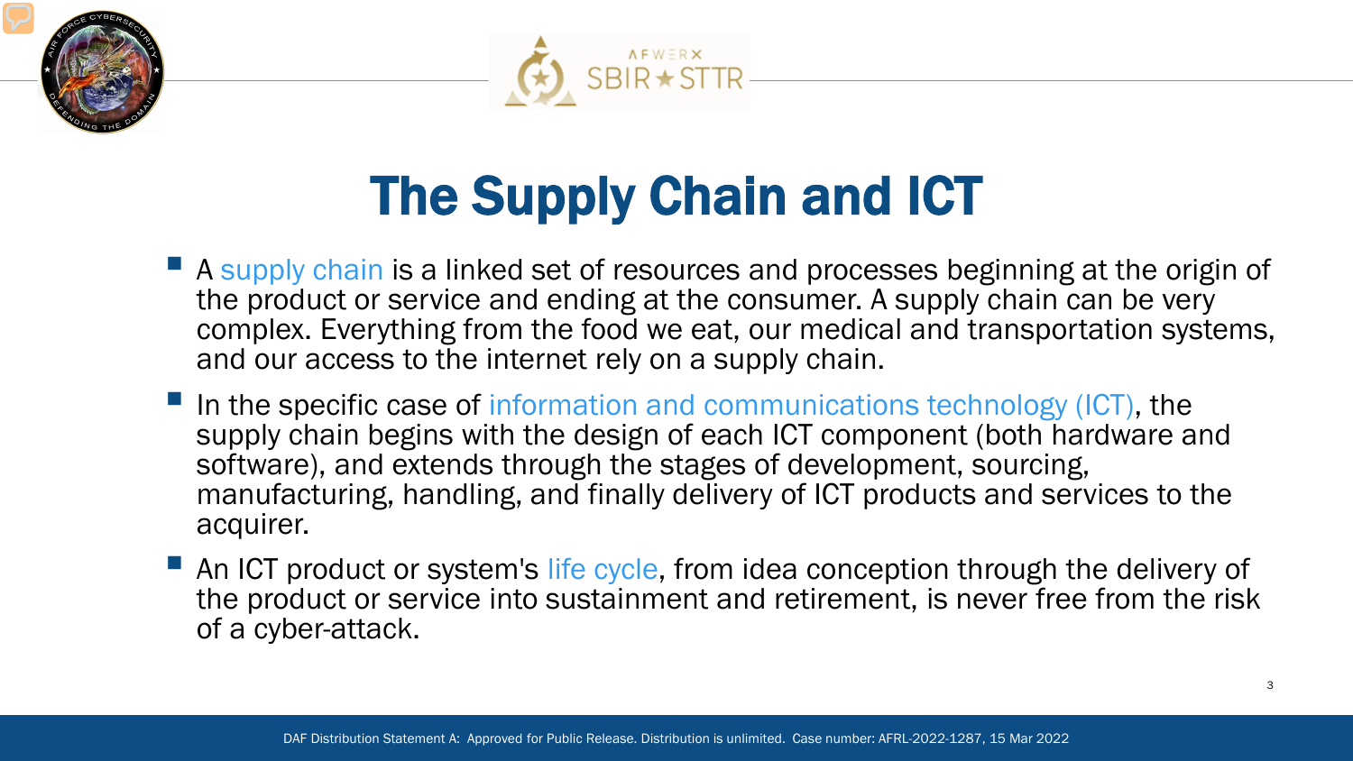# The Supply Chain and ICT

- A supply chain is a linked set of resources and processes beginning at the origin of the product or service and ending at the consumer. A supply chain can be very complex. Everything from the food we eat, our medical and transportation systems, and our access to the internet rely on a supply chain.
- In the specific case of information and communications technology (ICT), the supply chain begins with the design of each ICT component (both hardware and software), and extends through the stages of development, sourcing, manufacturing, handling, and finally delivery of ICT products and services to the acquirer.
- An ICT product or system's life cycle, from idea conception through the delivery of the product or service into sustainment and retirement, is never free from the risk of a cyber-attack.

DAF Distribution Statement A: Approved for Public Release. Distribution is unlimited. Case number: AFRL-2022-1287, 15 Mar 2022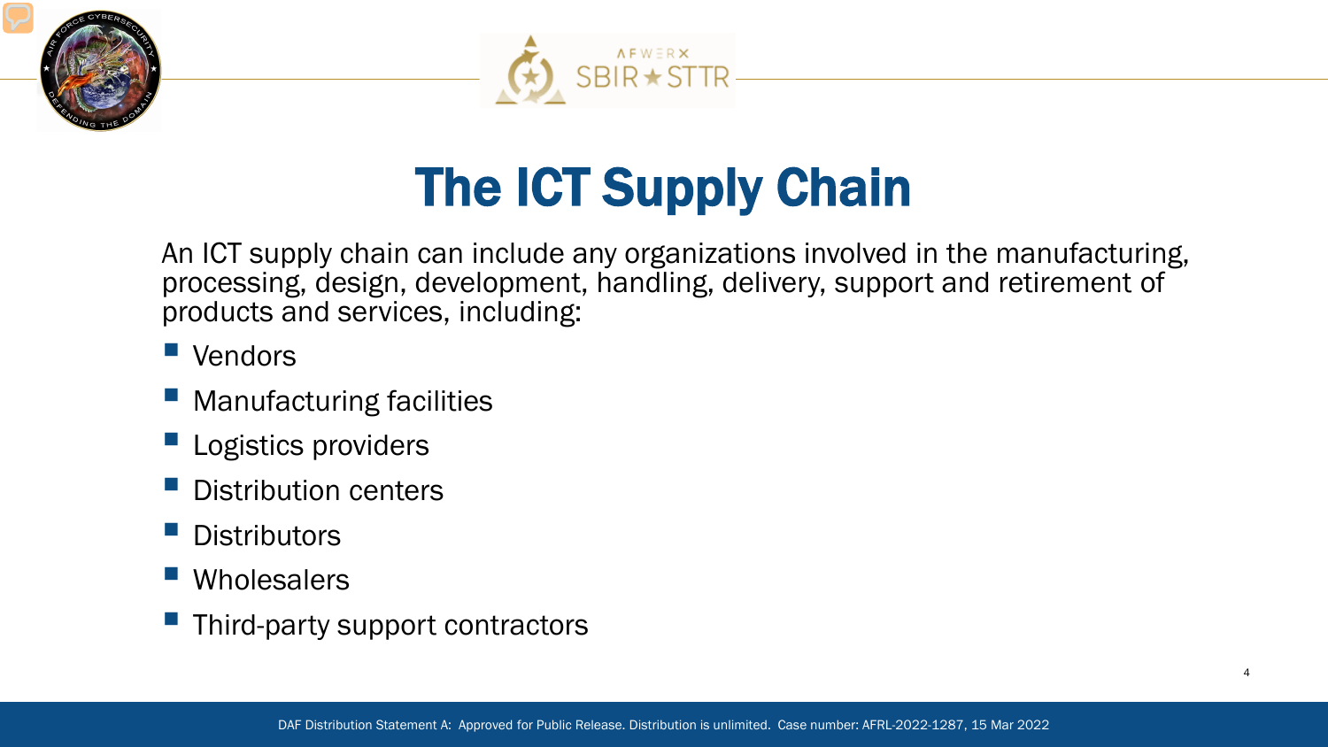# The ICT Supply Chain

An ICT supply chain can include any organizations involved in the manufacturing, processing, design, development, handling, delivery, support and retirement of products and services, including:

- Vendors
- Manufacturing facilities
- Logistics providers
- Distribution centers
- Distributors
- Wholesalers
- Third-party support contractors

DAF Distribution Statement A: Approved for Public Release. Distribution is unlimited. Case number: AFRL-2022-1287, 15 Mar 2022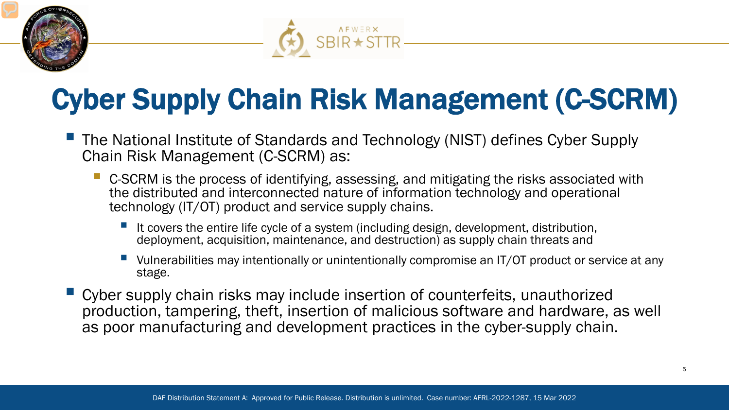# Cyber Supply Chain Risk Management (C-SCRM)

- The National Institute of Standards and Technology (NIST) defines Cyber Supply Chain Risk Management (C-SCRM) as:
  - C-SCRM is the process of identifying, assessing, and mitigating the risks associated with the distributed and interconnected nature of information technology and operational technology (IT/OT) product and service supply chains.
    - It covers the entire life cycle of a system (including design, development, distribution, deployment, acquisition, maintenance, and destruction) as supply chain threats and
    - Vulnerabilities may intentionally or unintentionally compromise an IT/OT product or service at any stage.
- Cyber supply chain risks may include insertion of counterfeits, unauthorized production, tampering, theft, insertion of malicious software and hardware, as well as poor manufacturing and development practices in the cyber-supply chain.

DAF Distribution Statement A: Approved for Public Release. Distribution is unlimited. Case number: AFRL-2022-1287, 15 Mar 2022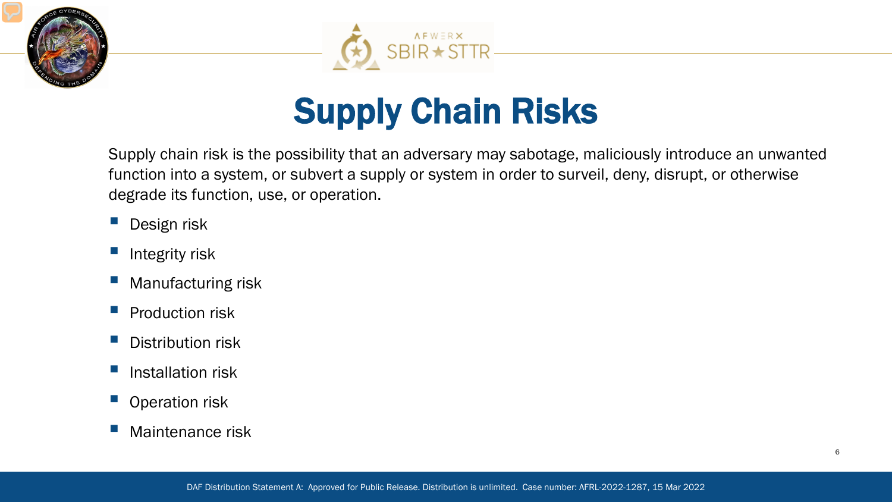# Supply Chain Risks

Supply chain risk is the possibility that an adversary may sabotage, maliciously introduce an unwanted function into a system, or subvert a supply or system in order to surveil, deny, disrupt, or otherwise degrade its function, use, or operation.

- Design risk
- Integrity risk
- Manufacturing risk
- Production risk
- Distribution risk
- Installation risk
- Operation risk
- Maintenance risk

DAF Distribution Statement A: Approved for Public Release. Distribution is unlimited. Case number: AFRL-2022-1287, 15 Mar 2022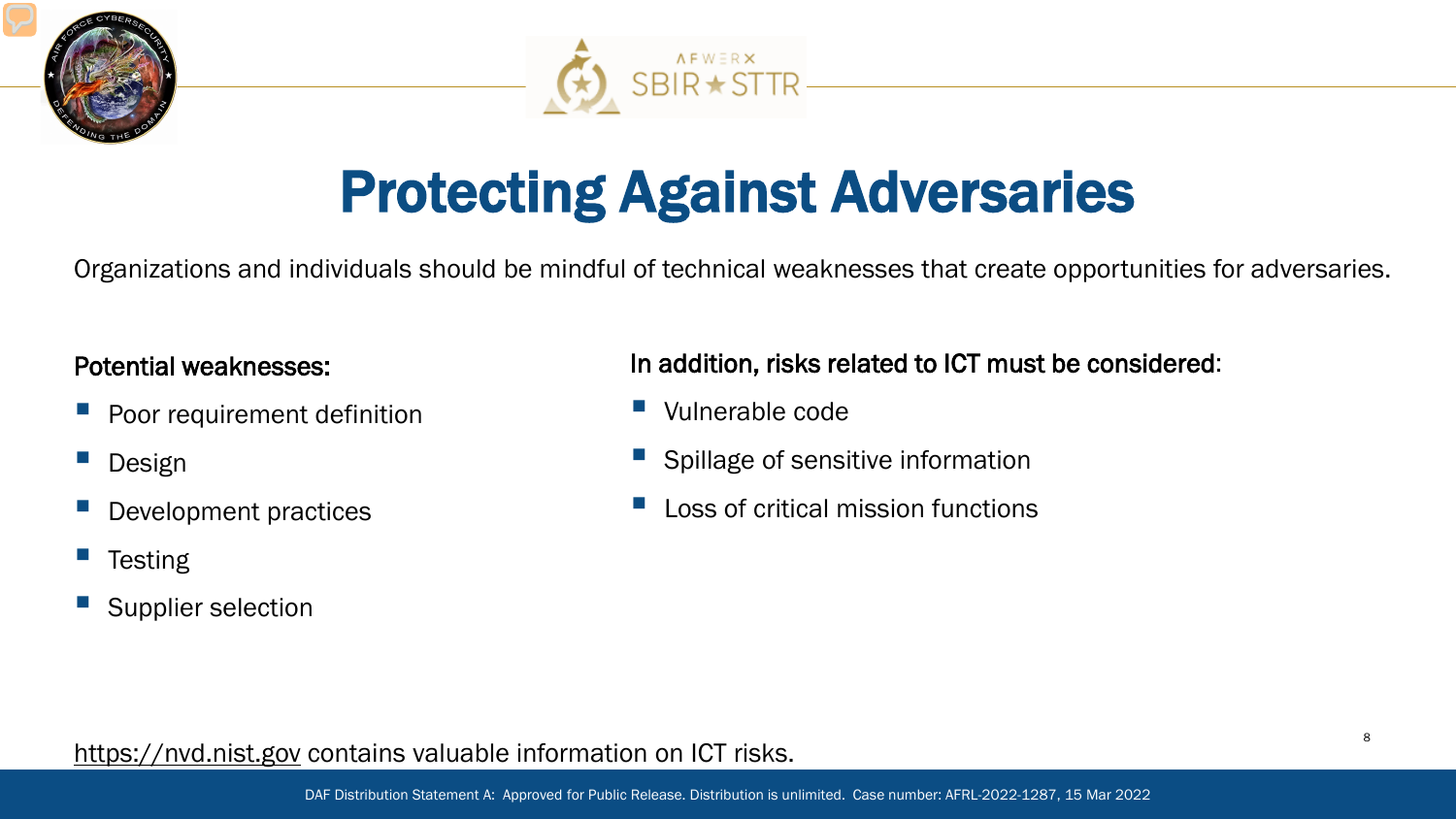# Protecting Against Adversaries

Organizations and individuals should be mindful of technical weaknesses that create opportunities for adversaries.

**Potential weaknesses:**

- Poor requirement definition
- Design
- Development practices
- Testing
- Supplier selection

**In addition, risks related to ICT must be considered:**

- Vulnerable code
- Spillage of sensitive information
- Loss of critical mission functions

https://nvd.nist.gov contains valuable information on ICT risks.

DAF Distribution Statement A: Approved for Public Release. Distribution is unlimited. Case number: AFRL-2022-1287, 15 Mar 2022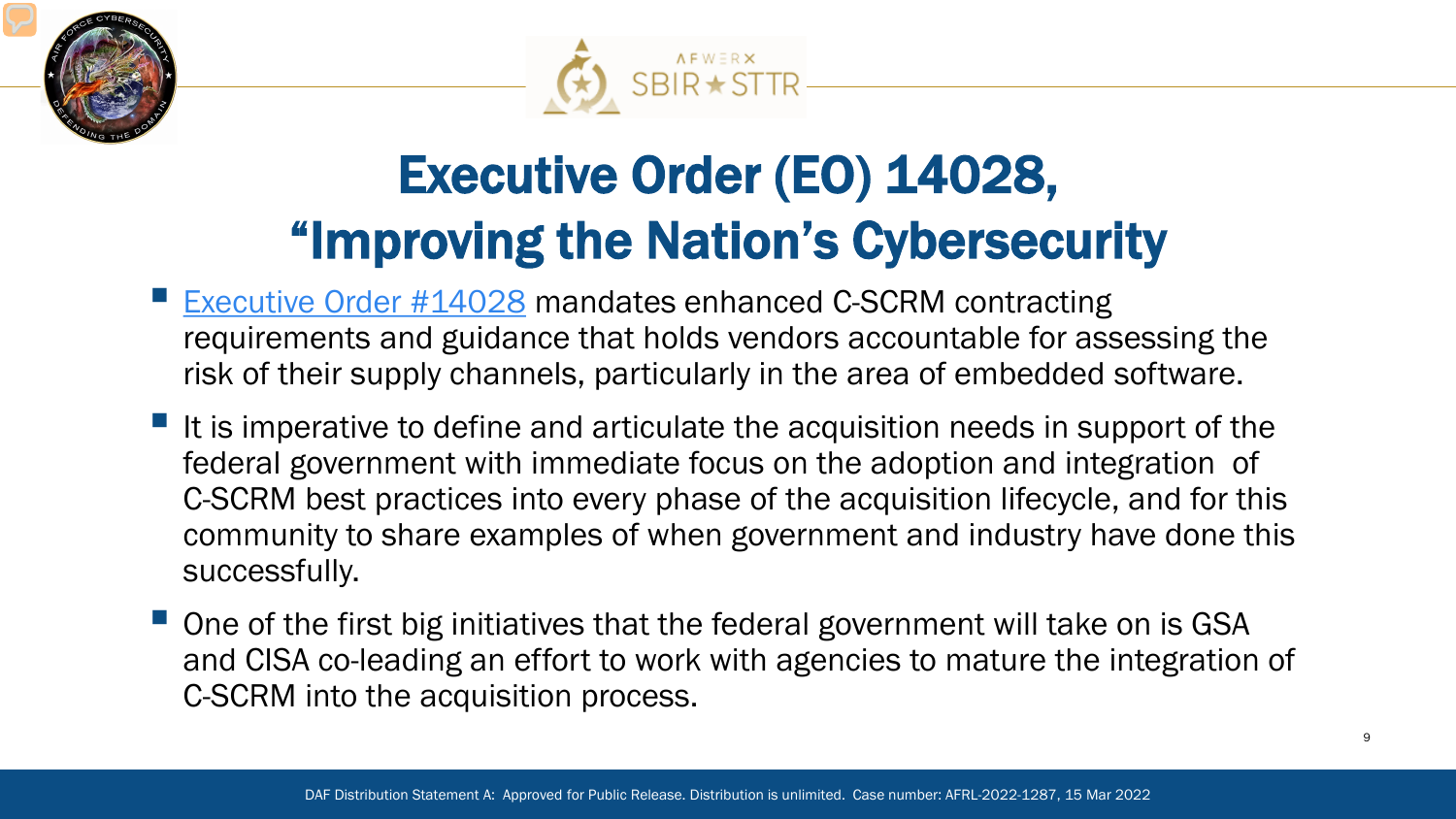# Executive Order (EO) 14028, "Improving the Nation's Cybersecurity

- Executive Order #14028 mandates enhanced C-SCRM contracting requirements and guidance that holds vendors accountable for assessing the risk of their supply channels, particularly in the area of embedded software.
- It is imperative to define and articulate the acquisition needs in support of the federal government with immediate focus on the adoption and integration of C-SCRM best practices into every phase of the acquisition lifecycle, and for this community to share examples of when government and industry have done this successfully.
- One of the first big initiatives that the federal government will take on is GSA and CISA co-leading an effort to work with agencies to mature the integration of C-SCRM into the acquisition process.

DAF Distribution Statement A: Approved for Public Release. Distribution is unlimited. Case number: AFRL-2022-1287, 15 Mar 2022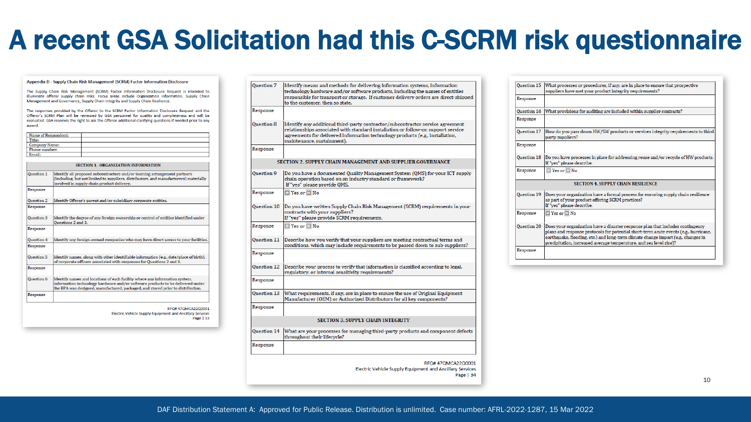# A recent GSA Solicitation had this C-SCRM risk questionnaire

**Appendix D - Supply Chain Risk Management (SCRM) Factor Information Disclosure**

The Supply Chain Risk Management (SCRM) Factor Information Disclosure Request is intended to illuminate offeror supply chain risks. Focus areas include Organization Information, Supply Chain Management and Governance, Supply Chain Integrity and Supply Chain Resilience.

The responses provided by the Offeror to the SCRM Factor Information Disclosure Request and the Offeror's SCRM Plan will be reviewed by GSA personnel for quality and completeness and will be evaluated. GSA reserves the right to ask the Offeror additional clarifying questions if needed prior to any award.

| | |
|---|---|
| Name of Respondent: | |
| Title: | |
| Company Name: | |
| Phone number: | |
| Email: | |

| SECTION 1. ORGANIZATION INFORMATION | |
|---|---|
| Question 1 | Identify all proposed subcontractors and/or teaming arrangement partners (including, but not limited to suppliers, distributors, and manufacturers) materially involved in supply chain product delivery. |
| Response | |
| Question 2 | Identify Offeror's parent and/or subsidiary corporate entities. |
| Response | |
| Question 3 | Identify the degree of any foreign ownership or control of entities identified under Questions 2 and 3. |
| Response | |
| Question 4 | Identify any foreign-owned companies who may have direct access to your facilities. |
| Response | |
| Question 5 | Identify names, along with other identifiable information (e.g., date/place of birth), of corporate officers associated with responses for Questions 2 and 3. |
| Response | |
| Question 6 | Identify names and locations of each facility where any information system, information technology hardware and/or software products to be delivered under the BPA was designed, manufactured, packaged, and stored prior to distribution. |
| Response | |
| Question 7 | Identify means and methods for delivering information systems, information technology hardware and/or software products, including the names of entities responsible for transport or storage. If customer delivery orders are direct-shipped to the customer, then so state. |
| Response | |
| Question 8 | Identify any additional third-party contractor/subcontractor service agreement relationships associated with standard installation or follow-on support service agreements for delivered information technology products (e.g., installation, maintenance, sustainment). |
| Response | |

| SECTION 2. SUPPLY CHAIN MANAGEMENT AND SUPPLIER GOVERNANCE | |
|---|---|
| Question 9 | Do you have a documented Quality Management System (QMS) for your ICT supply chain operation based on an industry standard or framework? If "yes" please provide QMS. |
| Response | ☐ Yes or ☐ No |
| Question 10 | Do you have written Supply Chain Risk Management (SCRM) requirements in your contracts with your suppliers? If "yes" please provide SCRM requirements. |
| Response | ☐ Yes or ☐ No |
| Question 11 | Describe how you verify that your suppliers are meeting contractual terms and conditions, which may include requirements to be passed down to sub-suppliers? |
| Response | |
| Question 12 | Describe your process to verify that information is classified according to legal, regulatory, or internal sensitivity requirements? |
| Response | |
| Question 13 | What requirements, if any, are in place to ensure the use of Original Equipment Manufacturer (OEM) or Authorized Distributors for all key components? |
| Response | |

| SECTION 3. SUPPLY CHAIN INTEGRITY | |
|---|---|
| Question 14 | What are your processes for managing third-party products and component defects throughout their lifecycle? |
| Response | |
| Question 15 | What processes or procedures, if any, are in place to ensure that prospective suppliers have met your product integrity requirements? |
| Response | |
| Question 16 | What provisions for auditing are included within supplier contracts? |
| Response | |
| Question 17 | How do you pass down HW/SW products or services integrity requirements to third party suppliers? |
| Response | |
| Question 18 | Do you have processes in place for addressing reuse and/or recycle of HW products. If "yes" please describe. |
| Response | ☐ Yes or ☐ No |

| SECTION 4. SUPPLY CHAIN RESILIENCE | |
|---|---|
| Question 19 | Does your organization have a formal process for ensuring supply chain resilience as part of your product offering SCRM practices? If "yes" please describe. |
| Response | ☐ Yes or ☐ No |
| Question 20 | Does your organization have a disaster response plan that includes contingency plans and response protocols for potential short-term acute events (e.g., hurricane, earthquake, flooding, etc.) and long-term climate change impact (e.g., changes in precipitation, increased average temperature, and sea level rise)? |
| Response | |

RFQ# 47QMCA22Q0001
Electric Vehicle Supply Equipment and Ancillary Services

DAF Distribution Statement A: Approved for Public Release. Distribution is unlimited. Case number: AFRL-2022-1287, 15 Mar 2022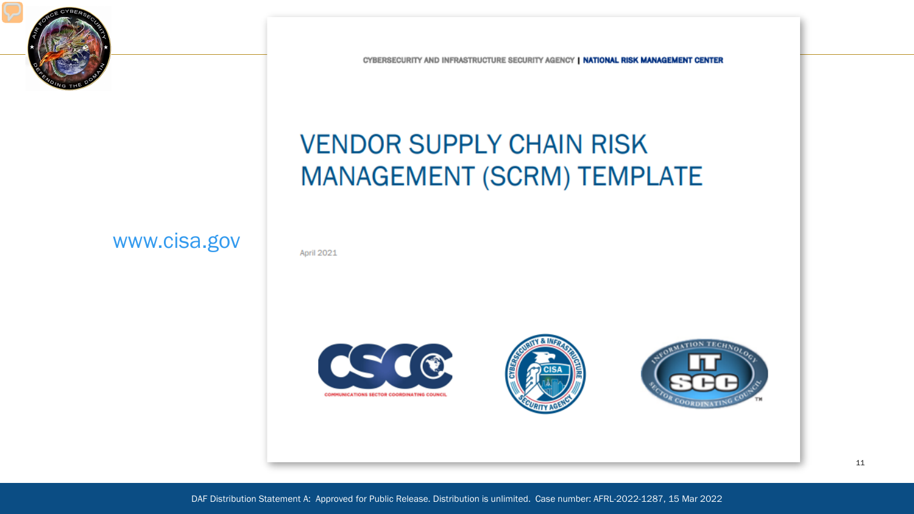www.cisa.gov

CYBERSECURITY AND INFRASTRUCTURE SECURITY AGENCY | NATIONAL RISK MANAGEMENT CENTER

# VENDOR SUPPLY CHAIN RISK MANAGEMENT (SCRM) TEMPLATE

April 2021

DAF Distribution Statement A: Approved for Public Release. Distribution is unlimited. Case number: AFRL-2022-1287, 15 Mar 2022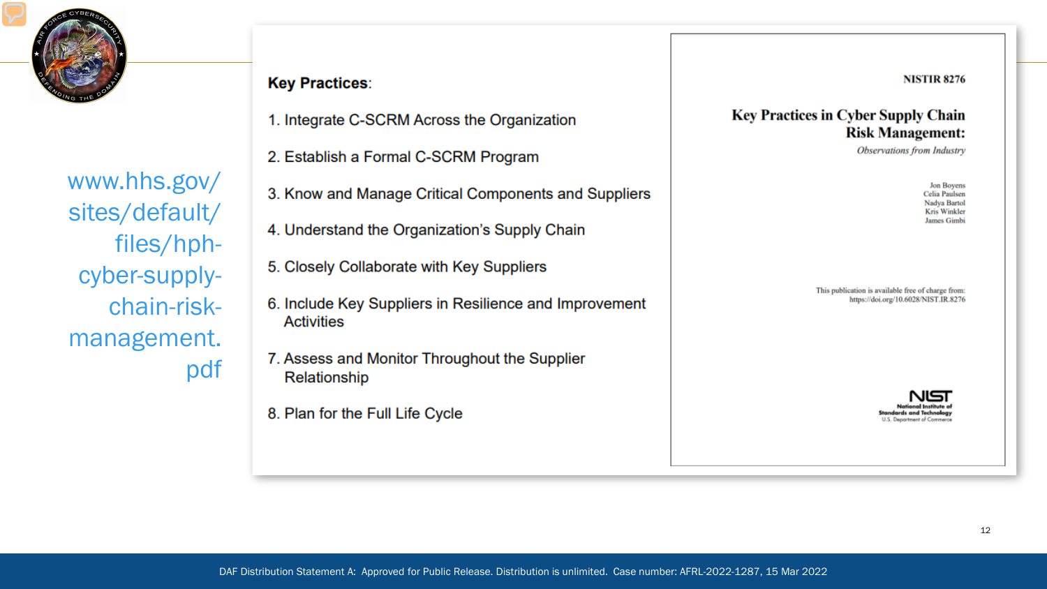www.hhs.gov/sites/default/files/hph-cyber-supply-chain-risk-management.pdf

**Key Practices**:

1. Integrate C-SCRM Across the Organization
2. Establish a Formal C-SCRM Program
3. Know and Manage Critical Components and Suppliers
4. Understand the Organization's Supply Chain
5. Closely Collaborate with Key Suppliers
6. Include Key Suppliers in Resilience and Improvement Activities
7. Assess and Monitor Throughout the Supplier Relationship
8. Plan for the Full Life Cycle

NISTIR 8276

**Key Practices in Cyber Supply Chain Risk Management:**

*Observations from Industry*

Jon Boyens
Celia Paulsen
Nadya Bartol
Kris Winkler
James Gimbi

This publication is available free of charge from:
https://doi.org/10.6028/NIST.IR.8276

NIST
National Institute of Standards and Technology
U.S. Department of Commerce

DAF Distribution Statement A: Approved for Public Release. Distribution is unlimited. Case number: AFRL-2022-1287, 15 Mar 2022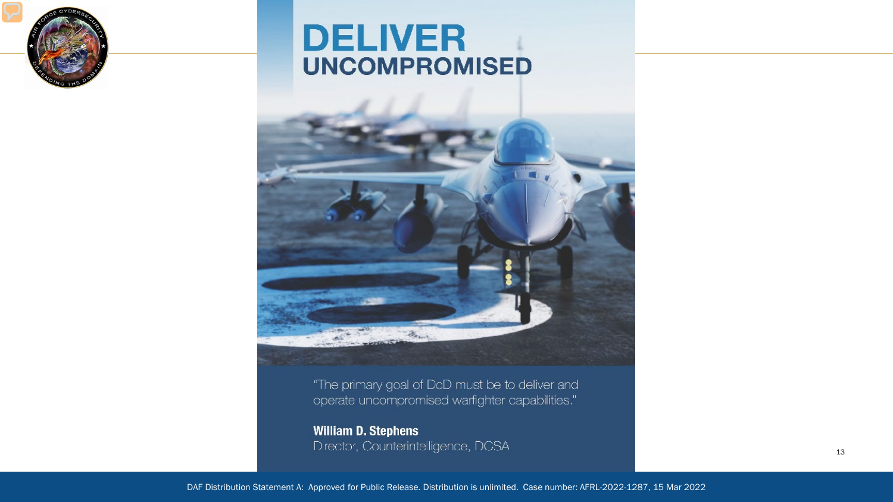# DELIVER UNCOMPROMISED

"The primary goal of DoD must be to deliver and operate uncompromised warfighter capabilities."

**William D. Stephens**
Director, Counterintelligence, DCSA

DAF Distribution Statement A: Approved for Public Release. Distribution is unlimited. Case number: AFRL-2022-1287, 15 Mar 2022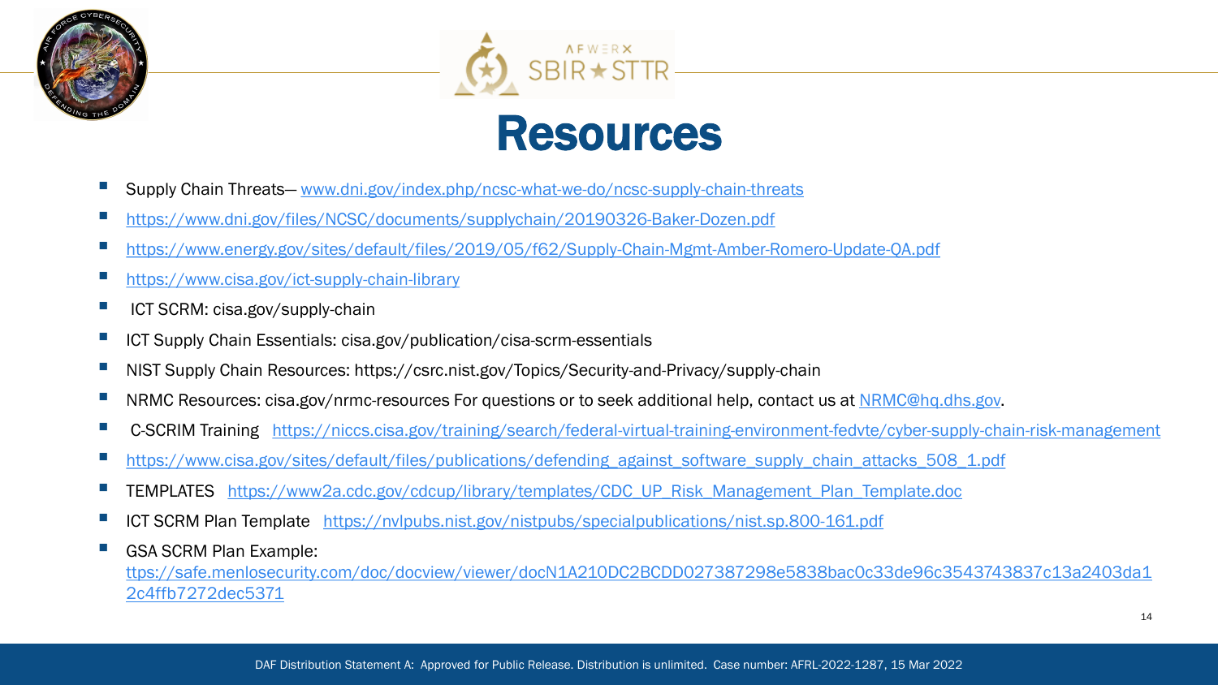# Resources

- Supply Chain Threats— www.dni.gov/index.php/ncsc-what-we-do/ncsc-supply-chain-threats
- https://www.dni.gov/files/NCSC/documents/supplychain/20190326-Baker-Dozen.pdf
- https://www.energy.gov/sites/default/files/2019/05/f62/Supply-Chain-Mgmt-Amber-Romero-Update-QA.pdf
- https://www.cisa.gov/ict-supply-chain-library
- ICT SCRM: cisa.gov/supply-chain
- ICT Supply Chain Essentials: cisa.gov/publication/cisa-scrm-essentials
- NIST Supply Chain Resources: https://csrc.nist.gov/Topics/Security-and-Privacy/supply-chain
- NRMC Resources: cisa.gov/nrmc-resources For questions or to seek additional help, contact us at NRMC@hq.dhs.gov.
- C-SCRIM Training https://niccs.cisa.gov/training/search/federal-virtual-training-environment-fedvte/cyber-supply-chain-risk-management
- https://www.cisa.gov/sites/default/files/publications/defending_against_software_supply_chain_attacks_508_1.pdf
- TEMPLATES https://www2a.cdc.gov/cdcup/library/templates/CDC_UP_Risk_Management_Plan_Template.doc
- ICT SCRM Plan Template https://nvlpubs.nist.gov/nistpubs/specialpublications/nist.sp.800-161.pdf
- GSA SCRM Plan Example: ttps://safe.menlosecurity.com/doc/docview/viewer/docN1A210DC2BCDD027387298e5838bac0c33de96c3543743837c13a2403da12c4ffb7272dec5371

DAF Distribution Statement A: Approved for Public Release. Distribution is unlimited. Case number: AFRL-2022-1287, 15 Mar 2022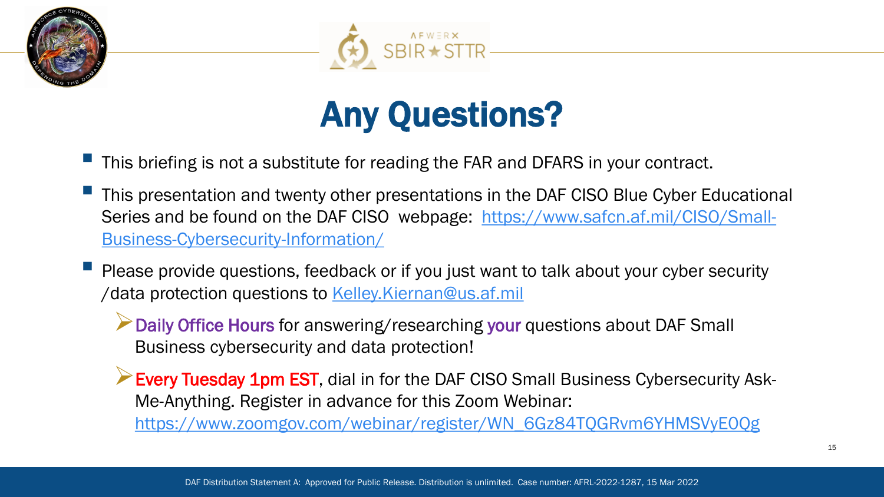# Any Questions?

- This briefing is not a substitute for reading the FAR and DFARS in your contract.
- This presentation and twenty other presentations in the DAF CISO Blue Cyber Educational Series and be found on the DAF CISO webpage: https://www.safcn.af.mil/CISO/Small-Business-Cybersecurity-Information/
- Please provide questions, feedback or if you just want to talk about your cyber security /data protection questions to Kelley.Kiernan@us.af.mil
  - Daily Office Hours for answering/researching your questions about DAF Small Business cybersecurity and data protection!
  - Every Tuesday 1pm EST, dial in for the DAF CISO Small Business Cybersecurity Ask-Me-Anything. Register in advance for this Zoom Webinar: https://www.zoomgov.com/webinar/register/WN_6Gz84TQGRvm6YHMSVyE0Qg

DAF Distribution Statement A: Approved for Public Release. Distribution is unlimited. Case number: AFRL-2022-1287, 15 Mar 2022